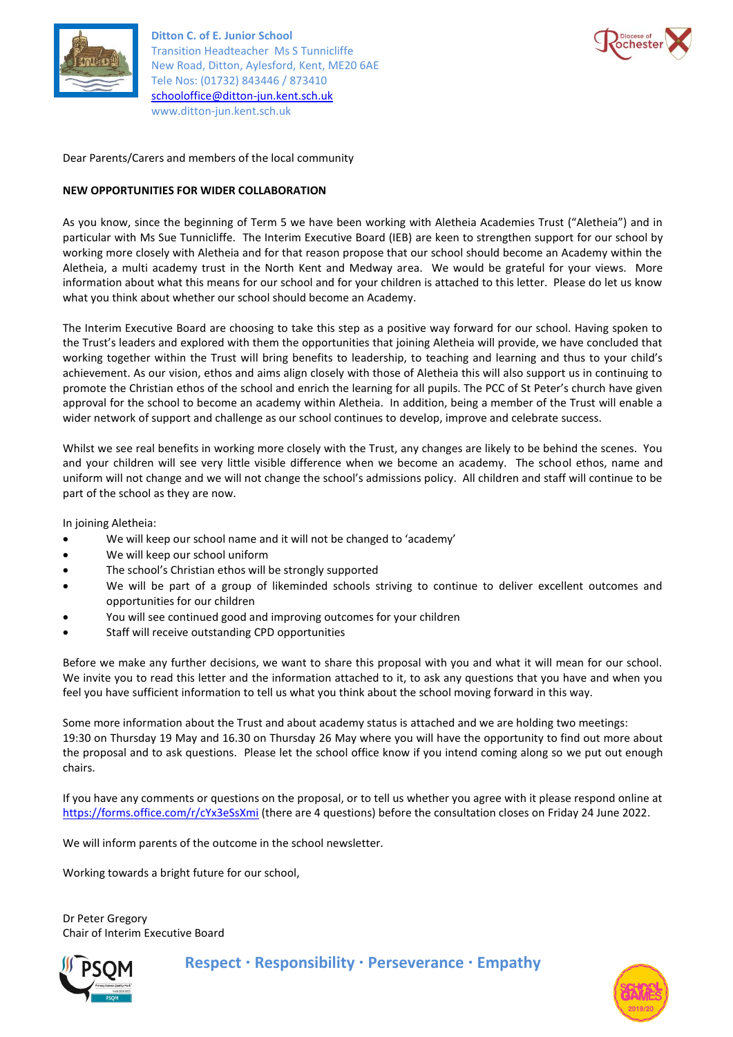**Ditton C. of E. Junior School**
Transition Headteacher Ms S Tunnicliffe
New Road, Ditton, Aylesford, Kent, ME20 6AE
Tele Nos: (01732) 843446 / 873410
schooloffice@ditton-jun.kent.sch.uk
www.ditton-jun.kent.sch.uk

Dear Parents/Carers and members of the local community

**NEW OPPORTUNITIES FOR WIDER COLLABORATION**

As you know, since the beginning of Term 5 we have been working with Aletheia Academies Trust ("Aletheia") and in particular with Ms Sue Tunnicliffe. The Interim Executive Board (IEB) are keen to strengthen support for our school by working more closely with Aletheia and for that reason propose that our school should become an Academy within the Aletheia, a multi academy trust in the North Kent and Medway area. We would be grateful for your views. More information about what this means for our school and for your children is attached to this letter. Please do let us know what you think about whether our school should become an Academy.

The Interim Executive Board are choosing to take this step as a positive way forward for our school. Having spoken to the Trust's leaders and explored with them the opportunities that joining Aletheia will provide, we have concluded that working together within the Trust will bring benefits to leadership, to teaching and learning and thus to your child's achievement. As our vision, ethos and aims align closely with those of Aletheia this will also support us in continuing to promote the Christian ethos of the school and enrich the learning for all pupils. The PCC of St Peter's church have given approval for the school to become an academy within Aletheia. In addition, being a member of the Trust will enable a wider network of support and challenge as our school continues to develop, improve and celebrate success.

Whilst we see real benefits in working more closely with the Trust, any changes are likely to be behind the scenes. You and your children will see very little visible difference when we become an academy. The school ethos, name and uniform will not change and we will not change the school's admissions policy. All children and staff will continue to be part of the school as they are now.

In joining Aletheia:

- We will keep our school name and it will not be changed to 'academy'
- We will keep our school uniform
- The school's Christian ethos will be strongly supported
- We will be part of a group of likeminded schools striving to continue to deliver excellent outcomes and opportunities for our children
- You will see continued good and improving outcomes for your children
- Staff will receive outstanding CPD opportunities

Before we make any further decisions, we want to share this proposal with you and what it will mean for our school. We invite you to read this letter and the information attached to it, to ask any questions that you have and when you feel you have sufficient information to tell us what you think about the school moving forward in this way.

Some more information about the Trust and about academy status is attached and we are holding two meetings: 19:30 on Thursday 19 May and 16.30 on Thursday 26 May where you will have the opportunity to find out more about the proposal and to ask questions. Please let the school office know if you intend coming along so we put out enough chairs.

If you have any comments or questions on the proposal, or to tell us whether you agree with it please respond online at https://forms.office.com/r/cYx3eSsXmi (there are 4 questions) before the consultation closes on Friday 24 June 2022.

We will inform parents of the outcome in the school newsletter.

Working towards a bright future for our school,

Dr Peter Gregory
Chair of Interim Executive Board

**Respect · Responsibility · Perseverance · Empathy**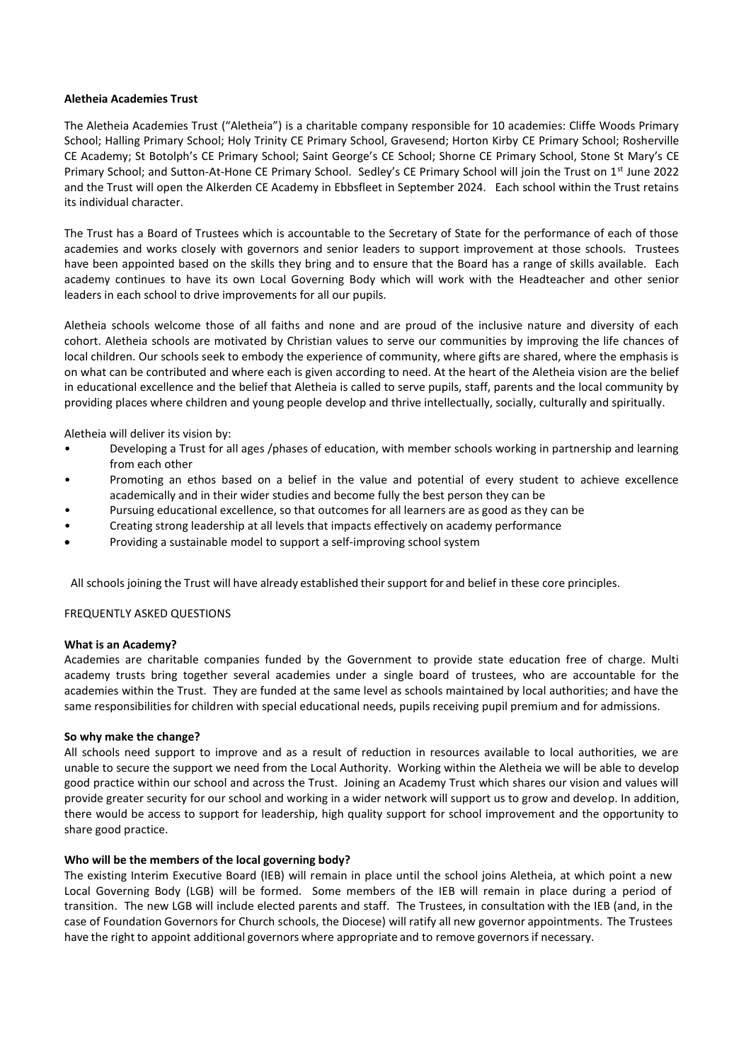**Aletheia Academies Trust**

The Aletheia Academies Trust ("Aletheia") is a charitable company responsible for 10 academies: Cliffe Woods Primary School; Halling Primary School; Holy Trinity CE Primary School, Gravesend; Horton Kirby CE Primary School; Rosherville CE Academy; St Botolph's CE Primary School; Saint George's CE School; Shorne CE Primary School, Stone St Mary's CE Primary School; and Sutton-At-Hone CE Primary School. Sedley's CE Primary School will join the Trust on 1st June 2022 and the Trust will open the Alkerden CE Academy in Ebbsfleet in September 2024. Each school within the Trust retains its individual character.

The Trust has a Board of Trustees which is accountable to the Secretary of State for the performance of each of those academies and works closely with governors and senior leaders to support improvement at those schools. Trustees have been appointed based on the skills they bring and to ensure that the Board has a range of skills available. Each academy continues to have its own Local Governing Body which will work with the Headteacher and other senior leaders in each school to drive improvements for all our pupils.

Aletheia schools welcome those of all faiths and none and are proud of the inclusive nature and diversity of each cohort. Aletheia schools are motivated by Christian values to serve our communities by improving the life chances of local children. Our schools seek to embody the experience of community, where gifts are shared, where the emphasis is on what can be contributed and where each is given according to need. At the heart of the Aletheia vision are the belief in educational excellence and the belief that Aletheia is called to serve pupils, staff, parents and the local community by providing places where children and young people develop and thrive intellectually, socially, culturally and spiritually.

Aletheia will deliver its vision by:

- Developing a Trust for all ages /phases of education, with member schools working in partnership and learning from each other
- Promoting an ethos based on a belief in the value and potential of every student to achieve excellence academically and in their wider studies and become fully the best person they can be
- Pursuing educational excellence, so that outcomes for all learners are as good as they can be
- Creating strong leadership at all levels that impacts effectively on academy performance
- Providing a sustainable model to support a self-improving school system

All schools joining the Trust will have already established their support for and belief in these core principles.

FREQUENTLY ASKED QUESTIONS

**What is an Academy?**

Academies are charitable companies funded by the Government to provide state education free of charge. Multi academy trusts bring together several academies under a single board of trustees, who are accountable for the academies within the Trust. They are funded at the same level as schools maintained by local authorities; and have the same responsibilities for children with special educational needs, pupils receiving pupil premium and for admissions.

**So why make the change?**

All schools need support to improve and as a result of reduction in resources available to local authorities, we are unable to secure the support we need from the Local Authority. Working within the Aletheia we will be able to develop good practice within our school and across the Trust. Joining an Academy Trust which shares our vision and values will provide greater security for our school and working in a wider network will support us to grow and develop. In addition, there would be access to support for leadership, high quality support for school improvement and the opportunity to share good practice.

**Who will be the members of the local governing body?**

The existing Interim Executive Board (IEB) will remain in place until the school joins Aletheia, at which point a new Local Governing Body (LGB) will be formed. Some members of the IEB will remain in place during a period of transition. The new LGB will include elected parents and staff. The Trustees, in consultation with the IEB (and, in the case of Foundation Governors for Church schools, the Diocese) will ratify all new governor appointments. The Trustees have the right to appoint additional governors where appropriate and to remove governors if necessary.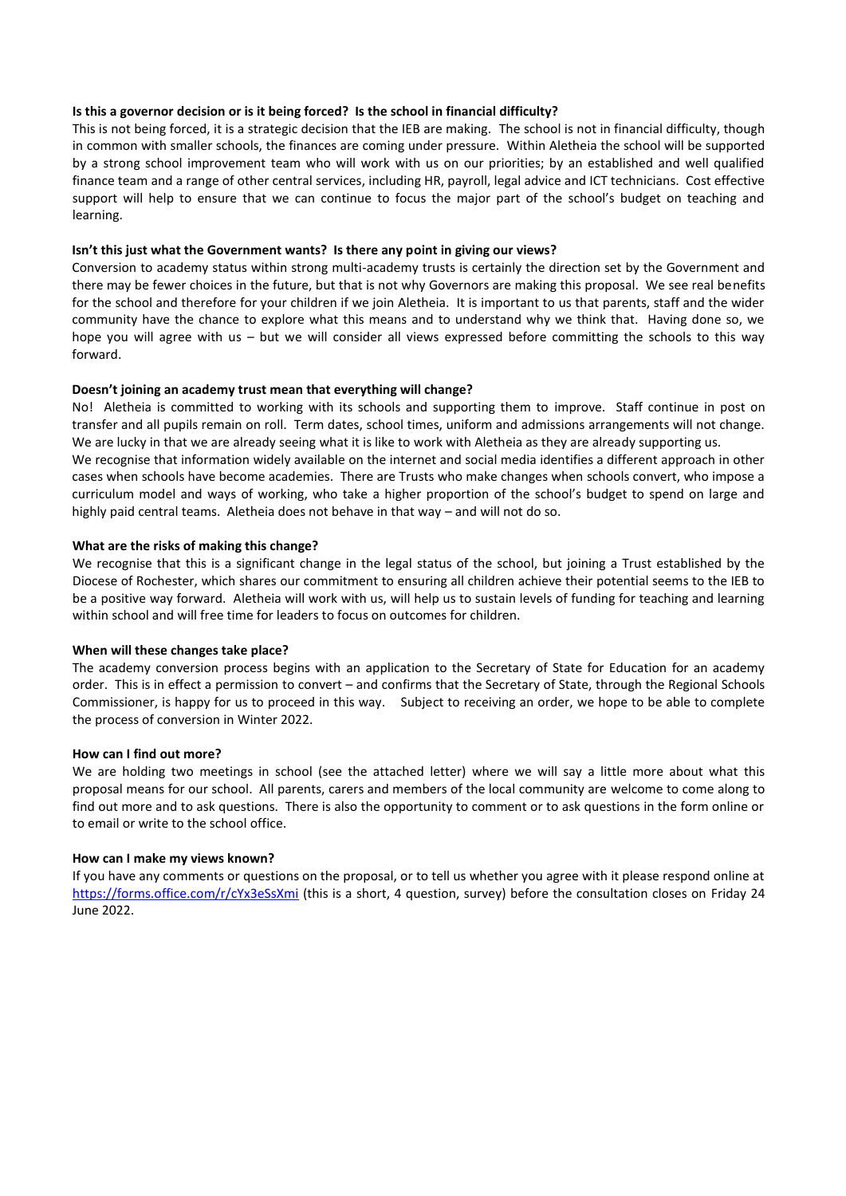**Is this a governor decision or is it being forced? Is the school in financial difficulty?**

This is not being forced, it is a strategic decision that the IEB are making. The school is not in financial difficulty, though in common with smaller schools, the finances are coming under pressure. Within Aletheia the school will be supported by a strong school improvement team who will work with us on our priorities; by an established and well qualified finance team and a range of other central services, including HR, payroll, legal advice and ICT technicians. Cost effective support will help to ensure that we can continue to focus the major part of the school's budget on teaching and learning.

**Isn't this just what the Government wants? Is there any point in giving our views?**

Conversion to academy status within strong multi-academy trusts is certainly the direction set by the Government and there may be fewer choices in the future, but that is not why Governors are making this proposal. We see real benefits for the school and therefore for your children if we join Aletheia. It is important to us that parents, staff and the wider community have the chance to explore what this means and to understand why we think that. Having done so, we hope you will agree with us – but we will consider all views expressed before committing the schools to this way forward.

**Doesn't joining an academy trust mean that everything will change?**

No! Aletheia is committed to working with its schools and supporting them to improve. Staff continue in post on transfer and all pupils remain on roll. Term dates, school times, uniform and admissions arrangements will not change. We are lucky in that we are already seeing what it is like to work with Aletheia as they are already supporting us.

We recognise that information widely available on the internet and social media identifies a different approach in other cases when schools have become academies. There are Trusts who make changes when schools convert, who impose a curriculum model and ways of working, who take a higher proportion of the school's budget to spend on large and highly paid central teams. Aletheia does not behave in that way – and will not do so.

**What are the risks of making this change?**

We recognise that this is a significant change in the legal status of the school, but joining a Trust established by the Diocese of Rochester, which shares our commitment to ensuring all children achieve their potential seems to the IEB to be a positive way forward. Aletheia will work with us, will help us to sustain levels of funding for teaching and learning within school and will free time for leaders to focus on outcomes for children.

**When will these changes take place?**

The academy conversion process begins with an application to the Secretary of State for Education for an academy order. This is in effect a permission to convert – and confirms that the Secretary of State, through the Regional Schools Commissioner, is happy for us to proceed in this way. Subject to receiving an order, we hope to be able to complete the process of conversion in Winter 2022.

**How can I find out more?**

We are holding two meetings in school (see the attached letter) where we will say a little more about what this proposal means for our school. All parents, carers and members of the local community are welcome to come along to find out more and to ask questions. There is also the opportunity to comment or to ask questions in the form online or to email or write to the school office.

**How can I make my views known?**

If you have any comments or questions on the proposal, or to tell us whether you agree with it please respond online at [https://forms.office.com/r/cYx3eSsXmi](https://forms.office.com/r/cYx3eSsXmi) (this is a short, 4 question, survey) before the consultation closes on Friday 24 June 2022.